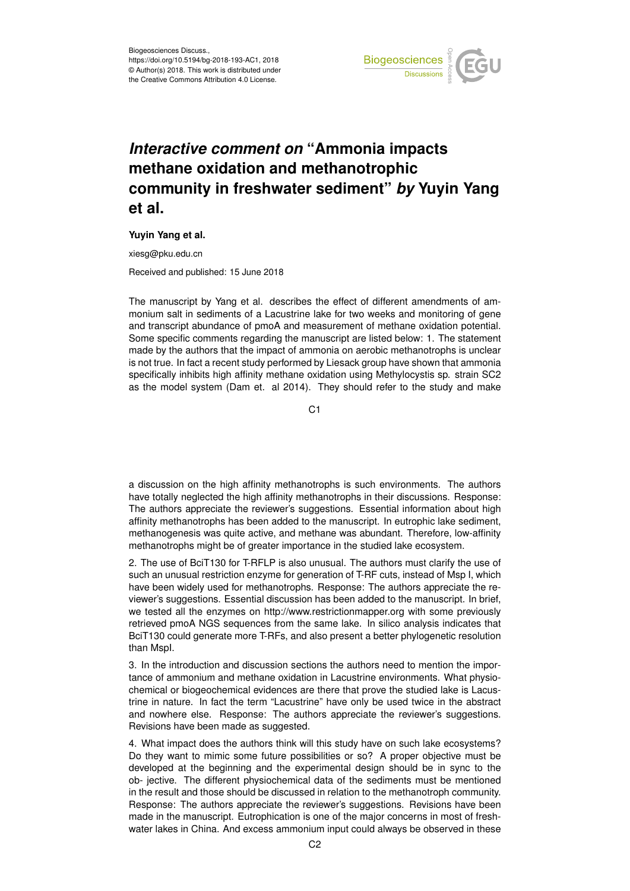Biogeosciences Discuss.,
https://doi.org/10.5194/bg-2018-193-AC1, 2018
© Author(s) 2018. This work is distributed under
the Creative Commons Attribution 4.0 License.

# *Interactive comment on* "Ammonia impacts methane oxidation and methanotrophic community in freshwater sediment" *by* Yuyin Yang et al.

**Yuyin Yang et al.**

xiesg@pku.edu.cn

Received and published: 15 June 2018

The manuscript by Yang et al. describes the effect of different amendments of ammonium salt in sediments of a Lacustrine lake for two weeks and monitoring of gene and transcript abundance of pmoA and measurement of methane oxidation potential. Some specific comments regarding the manuscript are listed below: 1. The statement made by the authors that the impact of ammonia on aerobic methanotrophs is unclear is not true. In fact a recent study performed by Liesack group have shown that ammonia specifically inhibits high affinity methane oxidation using Methylocystis sp. strain SC2 as the model system (Dam et. al 2014). They should refer to the study and make a discussion on the high affinity methanotrophs is such environments. The authors have totally neglected the high affinity methanotrophs in their discussions. Response: The authors appreciate the reviewer's suggestions. Essential information about high affinity methanotrophs has been added to the manuscript. In eutrophic lake sediment, methanogenesis was quite active, and methane was abundant. Therefore, low-affinity methanotrophs might be of greater importance in the studied lake ecosystem.

2. The use of BciT130 for T-RFLP is also unusual. The authors must clarify the use of such an unusual restriction enzyme for generation of T-RF cuts, instead of Msp I, which have been widely used for methanotrophs. Response: The authors appreciate the reviewer's suggestions. Essential discussion has been added to the manuscript. In brief, we tested all the enzymes on http://www.restrictionmapper.org with some previously retrieved pmoA NGS sequences from the same lake. In silico analysis indicates that BciT130 could generate more T-RFs, and also present a better phylogenetic resolution than MspI.

3. In the introduction and discussion sections the authors need to mention the importance of ammonium and methane oxidation in Lacustrine environments. What physiochemical or biogeochemical evidences are there that prove the studied lake is Lacustrine in nature. In fact the term "Lacustrine" have only be used twice in the abstract and nowhere else. Response: The authors appreciate the reviewer's suggestions. Revisions have been made as suggested.

4. What impact does the authors think will this study have on such lake ecosystems? Do they want to mimic some future possibilities or so? A proper objective must be developed at the beginning and the experimental design should be in sync to the ob- jective. The different physiochemical data of the sediments must be mentioned in the result and those should be discussed in relation to the methanotroph community. Response: The authors appreciate the reviewer's suggestions. Revisions have been made in the manuscript. Eutrophication is one of the major concerns in most of freshwater lakes in China. And excess ammonium input could always be observed in these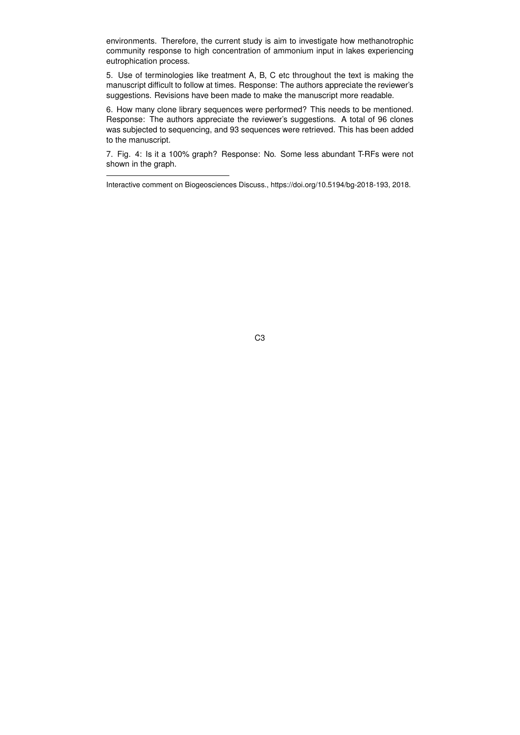environments. Therefore, the current study is aim to investigate how methanotrophic community response to high concentration of ammonium input in lakes experiencing eutrophication process.

5. Use of terminologies like treatment A, B, C etc throughout the text is making the manuscript difficult to follow at times. Response: The authors appreciate the reviewer's suggestions. Revisions have been made to make the manuscript more readable.

6. How many clone library sequences were performed? This needs to be mentioned. Response: The authors appreciate the reviewer's suggestions. A total of 96 clones was subjected to sequencing, and 93 sequences were retrieved. This has been added to the manuscript.

7. Fig. 4: Is it a 100% graph? Response: No. Some less abundant T-RFs were not shown in the graph.

---

Interactive comment on Biogeosciences Discuss., https://doi.org/10.5194/bg-2018-193, 2018.